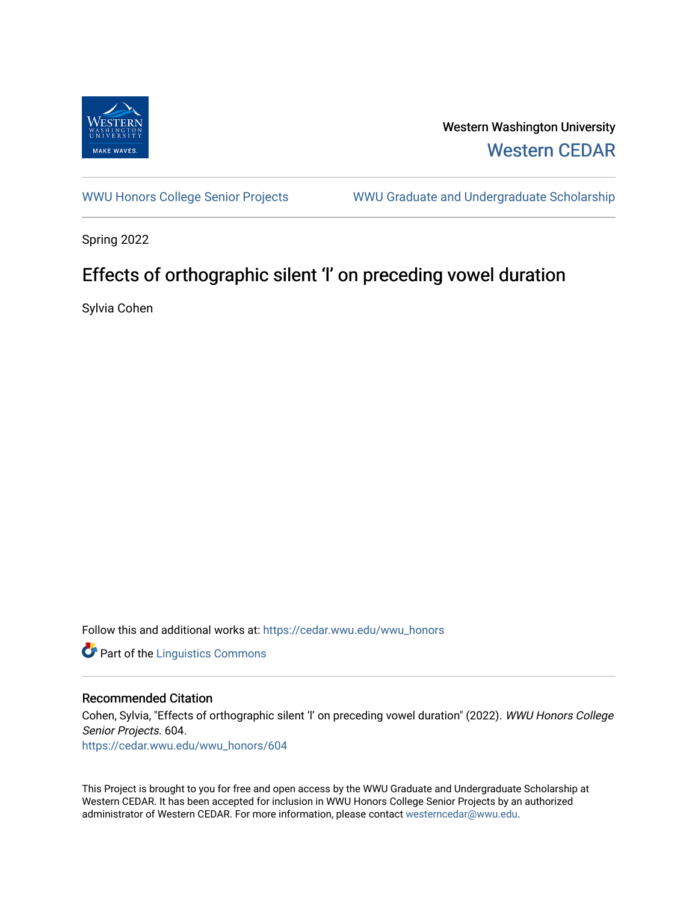Western Washington University

Western CEDAR

WWU Honors College Senior Projects

WWU Graduate and Undergraduate Scholarship

Spring 2022

# Effects of orthographic silent 'l' on preceding vowel duration

Sylvia Cohen

Follow this and additional works at: https://cedar.wwu.edu/wwu_honors

Part of the Linguistics Commons

## Recommended Citation

Cohen, Sylvia, "Effects of orthographic silent 'l' on preceding vowel duration" (2022). *WWU Honors College Senior Projects*. 604.
https://cedar.wwu.edu/wwu_honors/604

This Project is brought to you for free and open access by the WWU Graduate and Undergraduate Scholarship at Western CEDAR. It has been accepted for inclusion in WWU Honors College Senior Projects by an authorized administrator of Western CEDAR. For more information, please contact westerncedar@wwu.edu.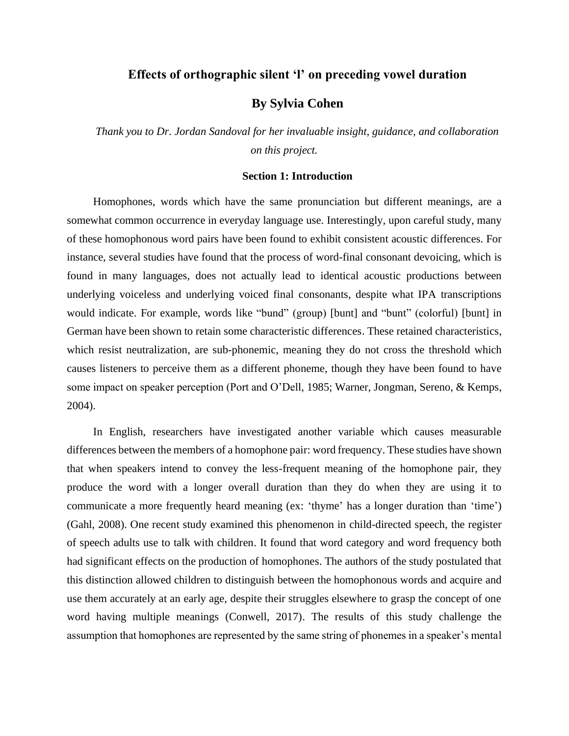# Effects of orthographic silent 'l' on preceding vowel duration

## By Sylvia Cohen

*Thank you to Dr. Jordan Sandoval for her invaluable insight, guidance, and collaboration on this project.*

### Section 1: Introduction

Homophones, words which have the same pronunciation but different meanings, are a somewhat common occurrence in everyday language use. Interestingly, upon careful study, many of these homophonous word pairs have been found to exhibit consistent acoustic differences. For instance, several studies have found that the process of word-final consonant devoicing, which is found in many languages, does not actually lead to identical acoustic productions between underlying voiceless and underlying voiced final consonants, despite what IPA transcriptions would indicate. For example, words like "bund" (group) [bunt] and "bunt" (colorful) [bunt] in German have been shown to retain some characteristic differences. These retained characteristics, which resist neutralization, are sub-phonemic, meaning they do not cross the threshold which causes listeners to perceive them as a different phoneme, though they have been found to have some impact on speaker perception (Port and O'Dell, 1985; Warner, Jongman, Sereno, & Kemps, 2004).

In English, researchers have investigated another variable which causes measurable differences between the members of a homophone pair: word frequency. These studies have shown that when speakers intend to convey the less-frequent meaning of the homophone pair, they produce the word with a longer overall duration than they do when they are using it to communicate a more frequently heard meaning (ex: 'thyme' has a longer duration than 'time') (Gahl, 2008). One recent study examined this phenomenon in child-directed speech, the register of speech adults use to talk with children. It found that word category and word frequency both had significant effects on the production of homophones. The authors of the study postulated that this distinction allowed children to distinguish between the homophonous words and acquire and use them accurately at an early age, despite their struggles elsewhere to grasp the concept of one word having multiple meanings (Conwell, 2017). The results of this study challenge the assumption that homophones are represented by the same string of phonemes in a speaker's mental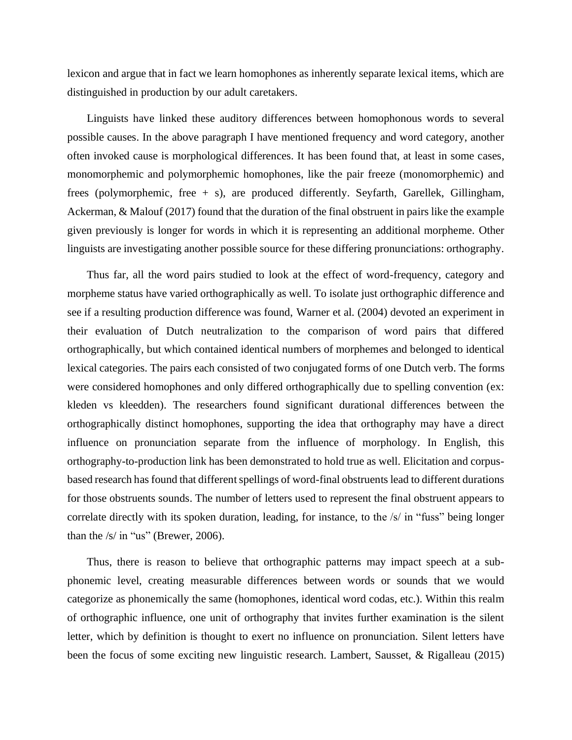lexicon and argue that in fact we learn homophones as inherently separate lexical items, which are distinguished in production by our adult caretakers.

Linguists have linked these auditory differences between homophonous words to several possible causes. In the above paragraph I have mentioned frequency and word category, another often invoked cause is morphological differences. It has been found that, at least in some cases, monomorphemic and polymorphemic homophones, like the pair freeze (monomorphemic) and frees (polymorphemic, free + s), are produced differently. Seyfarth, Garellek, Gillingham, Ackerman, & Malouf (2017) found that the duration of the final obstruent in pairs like the example given previously is longer for words in which it is representing an additional morpheme. Other linguists are investigating another possible source for these differing pronunciations: orthography.

Thus far, all the word pairs studied to look at the effect of word-frequency, category and morpheme status have varied orthographically as well. To isolate just orthographic difference and see if a resulting production difference was found, Warner et al. (2004) devoted an experiment in their evaluation of Dutch neutralization to the comparison of word pairs that differed orthographically, but which contained identical numbers of morphemes and belonged to identical lexical categories. The pairs each consisted of two conjugated forms of one Dutch verb. The forms were considered homophones and only differed orthographically due to spelling convention (ex: kleden vs kleedden). The researchers found significant durational differences between the orthographically distinct homophones, supporting the idea that orthography may have a direct influence on pronunciation separate from the influence of morphology. In English, this orthography-to-production link has been demonstrated to hold true as well. Elicitation and corpus-based research has found that different spellings of word-final obstruents lead to different durations for those obstruents sounds. The number of letters used to represent the final obstruent appears to correlate directly with its spoken duration, leading, for instance, to the /s/ in "fuss" being longer than the /s/ in "us" (Brewer, 2006).

Thus, there is reason to believe that orthographic patterns may impact speech at a sub-phonemic level, creating measurable differences between words or sounds that we would categorize as phonemically the same (homophones, identical word codas, etc.). Within this realm of orthographic influence, one unit of orthography that invites further examination is the silent letter, which by definition is thought to exert no influence on pronunciation. Silent letters have been the focus of some exciting new linguistic research. Lambert, Sausset, & Rigalleau (2015)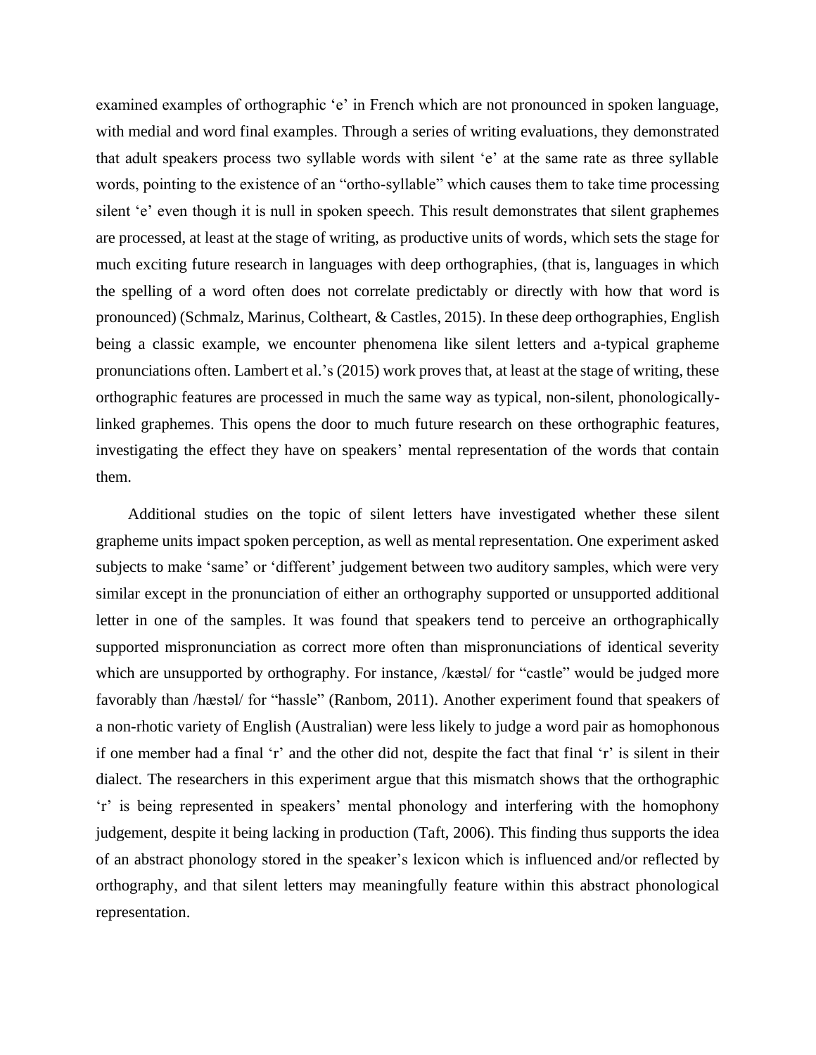examined examples of orthographic ‘e’ in French which are not pronounced in spoken language, with medial and word final examples. Through a series of writing evaluations, they demonstrated that adult speakers process two syllable words with silent ‘e’ at the same rate as three syllable words, pointing to the existence of an “ortho-syllable” which causes them to take time processing silent ‘e’ even though it is null in spoken speech. This result demonstrates that silent graphemes are processed, at least at the stage of writing, as productive units of words, which sets the stage for much exciting future research in languages with deep orthographies, (that is, languages in which the spelling of a word often does not correlate predictably or directly with how that word is pronounced) (Schmalz, Marinus, Coltheart, & Castles, 2015). In these deep orthographies, English being a classic example, we encounter phenomena like silent letters and a-typical grapheme pronunciations often. Lambert et al.’s (2015) work proves that, at least at the stage of writing, these orthographic features are processed in much the same way as typical, non-silent, phonologically-linked graphemes. This opens the door to much future research on these orthographic features, investigating the effect they have on speakers’ mental representation of the words that contain them.

Additional studies on the topic of silent letters have investigated whether these silent grapheme units impact spoken perception, as well as mental representation. One experiment asked subjects to make ‘same’ or ‘different’ judgement between two auditory samples, which were very similar except in the pronunciation of either an orthography supported or unsupported additional letter in one of the samples. It was found that speakers tend to perceive an orthographically supported mispronunciation as correct more often than mispronunciations of identical severity which are unsupported by orthography. For instance, /kæstəl/ for “castle” would be judged more favorably than /hæstəl/ for “hassle” (Ranbom, 2011). Another experiment found that speakers of a non-rhotic variety of English (Australian) were less likely to judge a word pair as homophonous if one member had a final ‘r’ and the other did not, despite the fact that final ‘r’ is silent in their dialect. The researchers in this experiment argue that this mismatch shows that the orthographic ‘r’ is being represented in speakers’ mental phonology and interfering with the homophony judgement, despite it being lacking in production (Taft, 2006). This finding thus supports the idea of an abstract phonology stored in the speaker’s lexicon which is influenced and/or reflected by orthography, and that silent letters may meaningfully feature within this abstract phonological representation.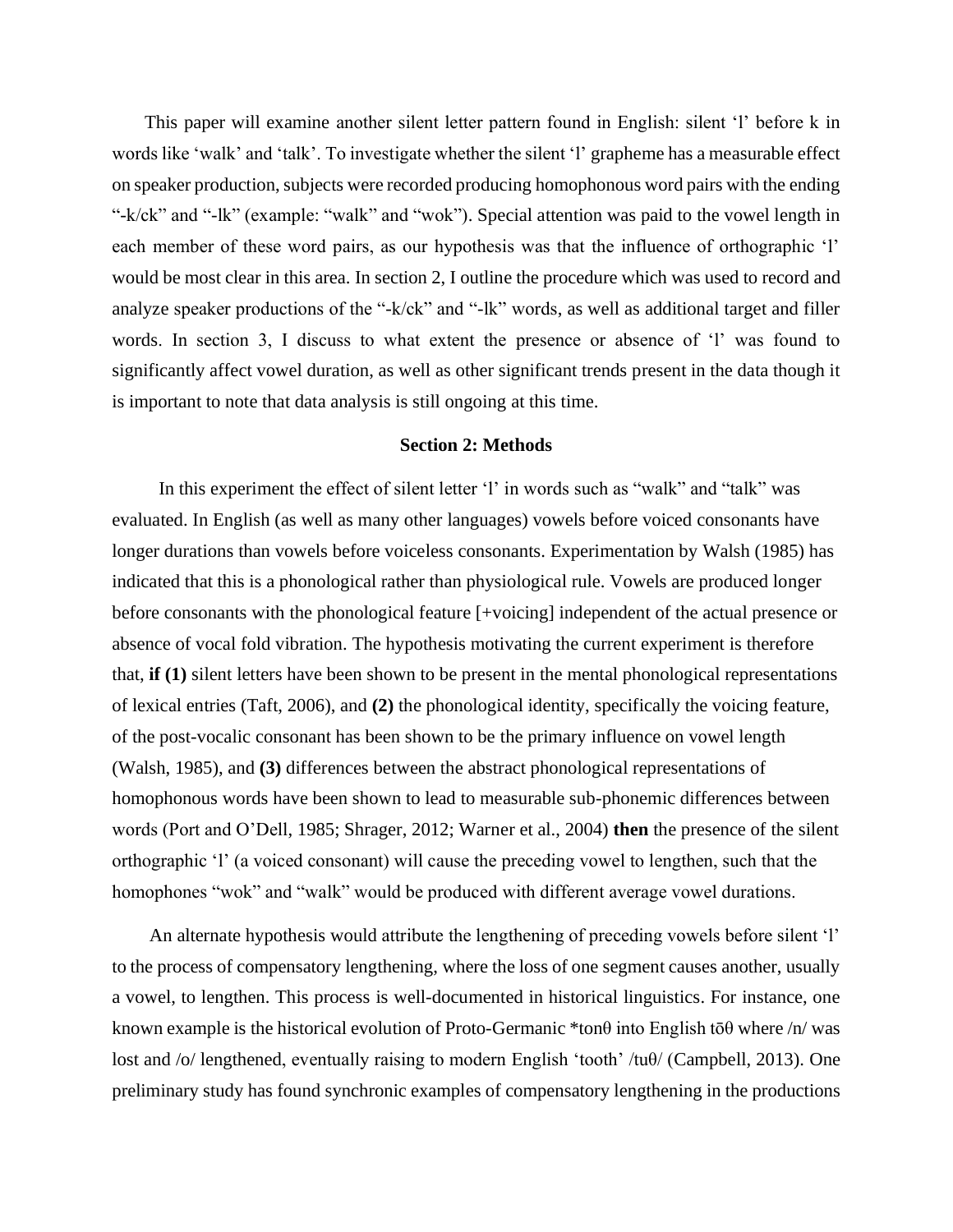This paper will examine another silent letter pattern found in English: silent 'l' before k in words like 'walk' and 'talk'. To investigate whether the silent 'l' grapheme has a measurable effect on speaker production, subjects were recorded producing homophonous word pairs with the ending "-k/ck" and "-lk" (example: "walk" and "wok"). Special attention was paid to the vowel length in each member of these word pairs, as our hypothesis was that the influence of orthographic 'l' would be most clear in this area. In section 2, I outline the procedure which was used to record and analyze speaker productions of the "-k/ck" and "-lk" words, as well as additional target and filler words. In section 3, I discuss to what extent the presence or absence of 'l' was found to significantly affect vowel duration, as well as other significant trends present in the data though it is important to note that data analysis is still ongoing at this time.

## Section 2: Methods

In this experiment the effect of silent letter 'l' in words such as "walk" and "talk" was evaluated. In English (as well as many other languages) vowels before voiced consonants have longer durations than vowels before voiceless consonants. Experimentation by Walsh (1985) has indicated that this is a phonological rather than physiological rule. Vowels are produced longer before consonants with the phonological feature [+voicing] independent of the actual presence or absence of vocal fold vibration. The hypothesis motivating the current experiment is therefore that, **if (1)** silent letters have been shown to be present in the mental phonological representations of lexical entries (Taft, 2006), and **(2)** the phonological identity, specifically the voicing feature, of the post-vocalic consonant has been shown to be the primary influence on vowel length (Walsh, 1985), and **(3)** differences between the abstract phonological representations of homophonous words have been shown to lead to measurable sub-phonemic differences between words (Port and O'Dell, 1985; Shrager, 2012; Warner et al., 2004) **then** the presence of the silent orthographic 'l' (a voiced consonant) will cause the preceding vowel to lengthen, such that the homophones "wok" and "walk" would be produced with different average vowel durations.

An alternate hypothesis would attribute the lengthening of preceding vowels before silent 'l' to the process of compensatory lengthening, where the loss of one segment causes another, usually a vowel, to lengthen. This process is well-documented in historical linguistics. For instance, one known example is the historical evolution of Proto-Germanic *tonθ into English tōθ where /n/ was lost and /o/ lengthened, eventually raising to modern English 'tooth' /tuθ/ (Campbell, 2013). One preliminary study has found synchronic examples of compensatory lengthening in the productions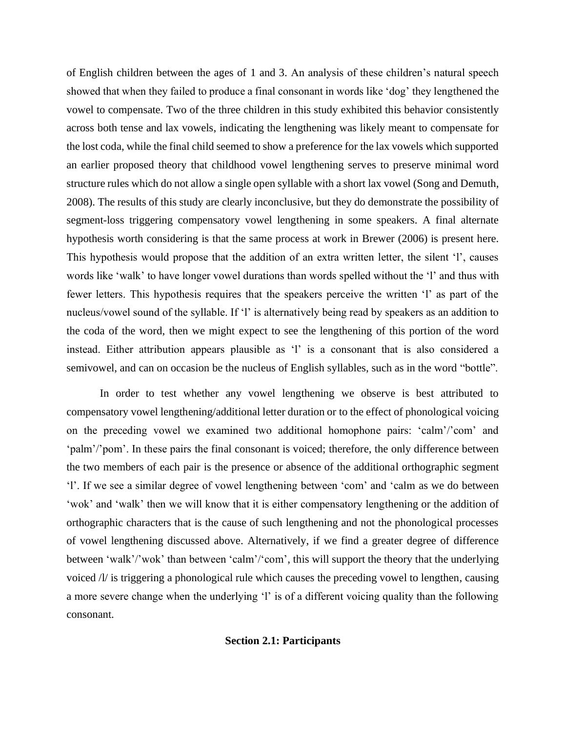of English children between the ages of 1 and 3. An analysis of these children's natural speech showed that when they failed to produce a final consonant in words like 'dog' they lengthened the vowel to compensate. Two of the three children in this study exhibited this behavior consistently across both tense and lax vowels, indicating the lengthening was likely meant to compensate for the lost coda, while the final child seemed to show a preference for the lax vowels which supported an earlier proposed theory that childhood vowel lengthening serves to preserve minimal word structure rules which do not allow a single open syllable with a short lax vowel (Song and Demuth, 2008). The results of this study are clearly inconclusive, but they do demonstrate the possibility of segment-loss triggering compensatory vowel lengthening in some speakers. A final alternate hypothesis worth considering is that the same process at work in Brewer (2006) is present here. This hypothesis would propose that the addition of an extra written letter, the silent 'l', causes words like 'walk' to have longer vowel durations than words spelled without the 'l' and thus with fewer letters. This hypothesis requires that the speakers perceive the written 'l' as part of the nucleus/vowel sound of the syllable. If 'l' is alternatively being read by speakers as an addition to the coda of the word, then we might expect to see the lengthening of this portion of the word instead. Either attribution appears plausible as 'l' is a consonant that is also considered a semivowel, and can on occasion be the nucleus of English syllables, such as in the word "bottle".

In order to test whether any vowel lengthening we observe is best attributed to compensatory vowel lengthening/additional letter duration or to the effect of phonological voicing on the preceding vowel we examined two additional homophone pairs: 'calm'/'com' and 'palm'/'pom'. In these pairs the final consonant is voiced; therefore, the only difference between the two members of each pair is the presence or absence of the additional orthographic segment 'l'. If we see a similar degree of vowel lengthening between 'com' and 'calm as we do between 'wok' and 'walk' then we will know that it is either compensatory lengthening or the addition of orthographic characters that is the cause of such lengthening and not the phonological processes of vowel lengthening discussed above. Alternatively, if we find a greater degree of difference between 'walk'/'wok' than between 'calm'/'com', this will support the theory that the underlying voiced /l/ is triggering a phonological rule which causes the preceding vowel to lengthen, causing a more severe change when the underlying 'l' is of a different voicing quality than the following consonant.

## Section 2.1: Participants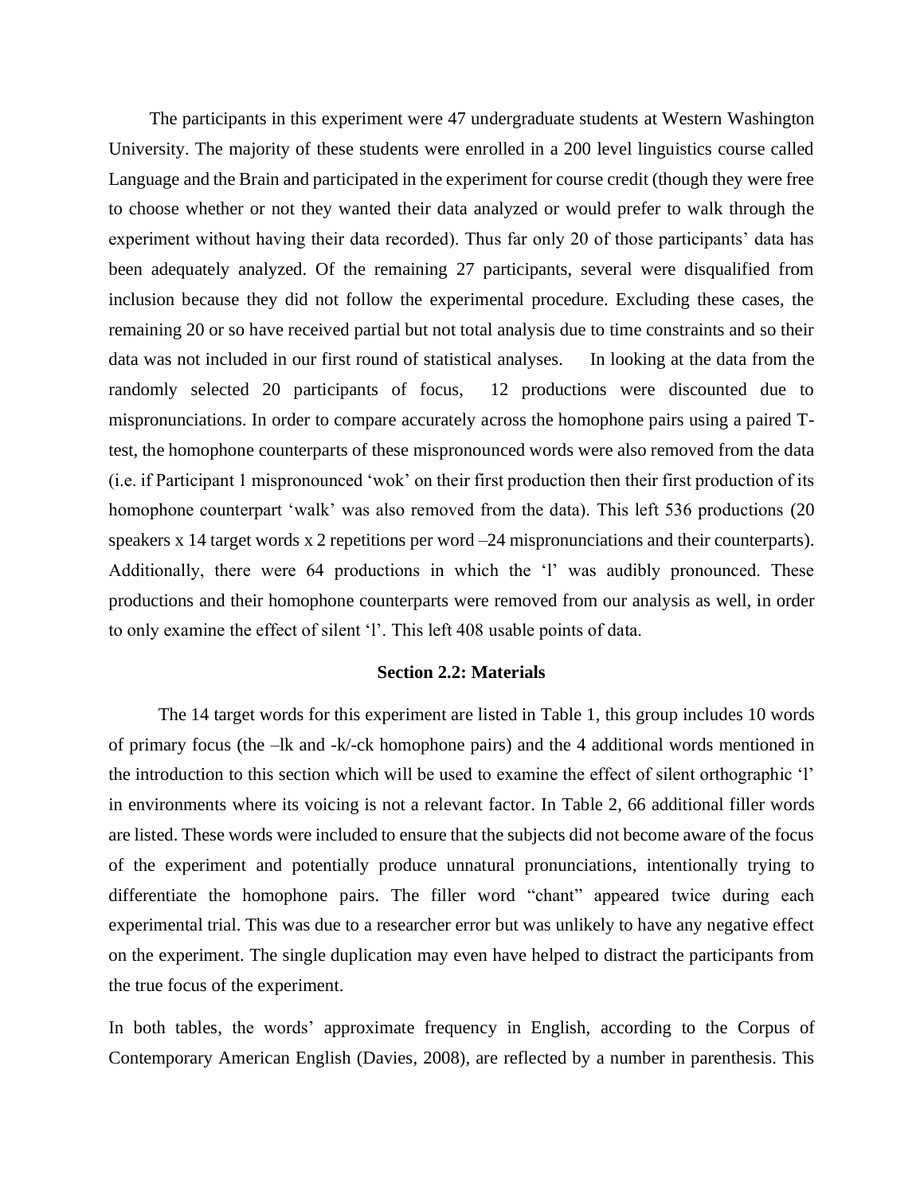The participants in this experiment were 47 undergraduate students at Western Washington University. The majority of these students were enrolled in a 200 level linguistics course called Language and the Brain and participated in the experiment for course credit (though they were free to choose whether or not they wanted their data analyzed or would prefer to walk through the experiment without having their data recorded). Thus far only 20 of those participants' data has been adequately analyzed. Of the remaining 27 participants, several were disqualified from inclusion because they did not follow the experimental procedure. Excluding these cases, the remaining 20 or so have received partial but not total analysis due to time constraints and so their data was not included in our first round of statistical analyses. In looking at the data from the randomly selected 20 participants of focus, 12 productions were discounted due to mispronunciations. In order to compare accurately across the homophone pairs using a paired T-test, the homophone counterparts of these mispronounced words were also removed from the data (i.e. if Participant 1 mispronounced 'wok' on their first production then their first production of its homophone counterpart 'walk' was also removed from the data). This left 536 productions (20 speakers x 14 target words x 2 repetitions per word –24 mispronunciations and their counterparts). Additionally, there were 64 productions in which the 'l' was audibly pronounced. These productions and their homophone counterparts were removed from our analysis as well, in order to only examine the effect of silent 'l'. This left 408 usable points of data.

### Section 2.2: Materials

The 14 target words for this experiment are listed in Table 1, this group includes 10 words of primary focus (the –lk and -k/-ck homophone pairs) and the 4 additional words mentioned in the introduction to this section which will be used to examine the effect of silent orthographic 'l' in environments where its voicing is not a relevant factor. In Table 2, 66 additional filler words are listed. These words were included to ensure that the subjects did not become aware of the focus of the experiment and potentially produce unnatural pronunciations, intentionally trying to differentiate the homophone pairs. The filler word "chant" appeared twice during each experimental trial. This was due to a researcher error but was unlikely to have any negative effect on the experiment. The single duplication may even have helped to distract the participants from the true focus of the experiment.

In both tables, the words' approximate frequency in English, according to the Corpus of Contemporary American English (Davies, 2008), are reflected by a number in parenthesis. This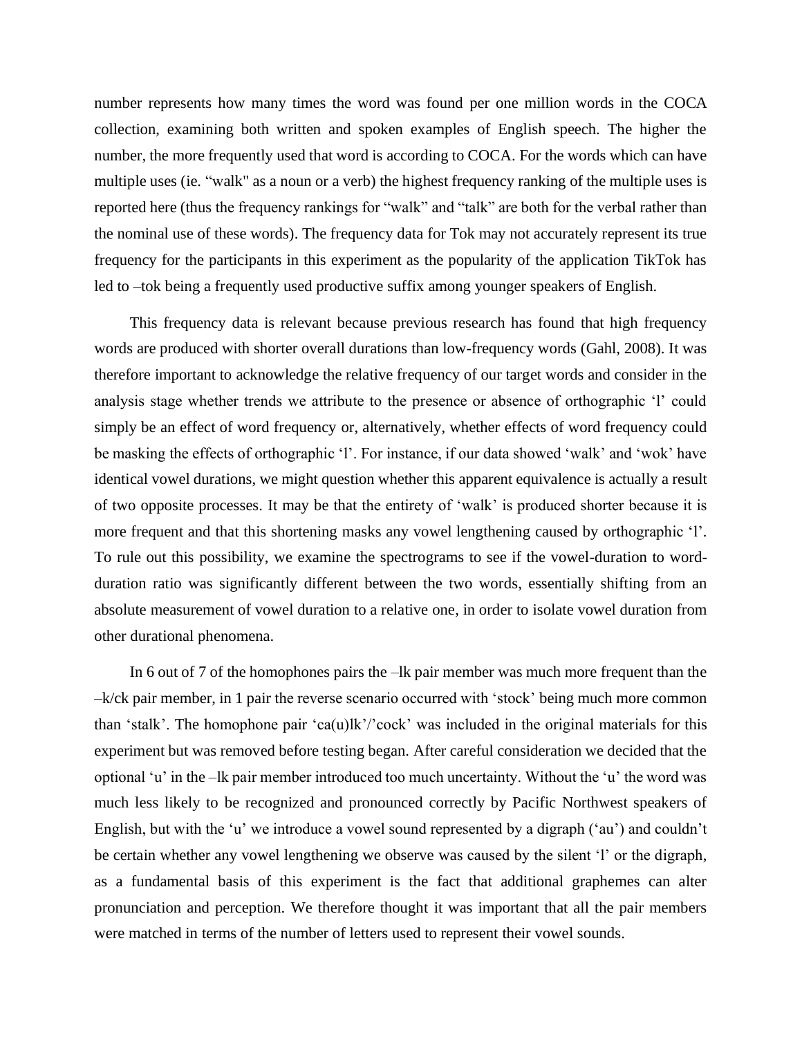number represents how many times the word was found per one million words in the COCA collection, examining both written and spoken examples of English speech. The higher the number, the more frequently used that word is according to COCA. For the words which can have multiple uses (ie. "walk" as a noun or a verb) the highest frequency ranking of the multiple uses is reported here (thus the frequency rankings for "walk" and "talk" are both for the verbal rather than the nominal use of these words). The frequency data for Tok may not accurately represent its true frequency for the participants in this experiment as the popularity of the application TikTok has led to –tok being a frequently used productive suffix among younger speakers of English.

This frequency data is relevant because previous research has found that high frequency words are produced with shorter overall durations than low-frequency words (Gahl, 2008). It was therefore important to acknowledge the relative frequency of our target words and consider in the analysis stage whether trends we attribute to the presence or absence of orthographic 'l' could simply be an effect of word frequency or, alternatively, whether effects of word frequency could be masking the effects of orthographic 'l'. For instance, if our data showed 'walk' and 'wok' have identical vowel durations, we might question whether this apparent equivalence is actually a result of two opposite processes. It may be that the entirety of 'walk' is produced shorter because it is more frequent and that this shortening masks any vowel lengthening caused by orthographic 'l'. To rule out this possibility, we examine the spectrograms to see if the vowel-duration to word-duration ratio was significantly different between the two words, essentially shifting from an absolute measurement of vowel duration to a relative one, in order to isolate vowel duration from other durational phenomena.

In 6 out of 7 of the homophones pairs the –lk pair member was much more frequent than the –k/ck pair member, in 1 pair the reverse scenario occurred with 'stock' being much more common than 'stalk'. The homophone pair 'ca(u)lk'/'cock' was included in the original materials for this experiment but was removed before testing began. After careful consideration we decided that the optional 'u' in the –lk pair member introduced too much uncertainty. Without the 'u' the word was much less likely to be recognized and pronounced correctly by Pacific Northwest speakers of English, but with the 'u' we introduce a vowel sound represented by a digraph ('au') and couldn't be certain whether any vowel lengthening we observe was caused by the silent 'l' or the digraph, as a fundamental basis of this experiment is the fact that additional graphemes can alter pronunciation and perception. We therefore thought it was important that all the pair members were matched in terms of the number of letters used to represent their vowel sounds.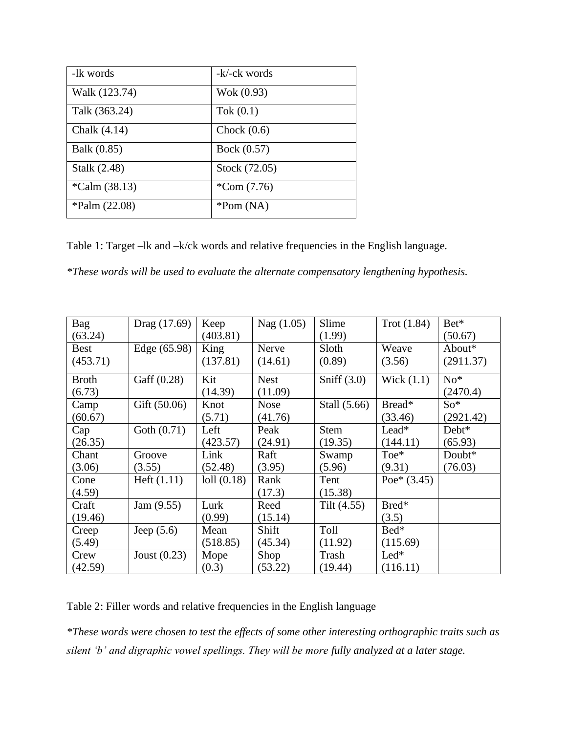| -lk words | -k/-ck words |
|---|---|
| Walk (123.74) | Wok (0.93) |
| Talk (363.24) | Tok (0.1) |
| Chalk (4.14) | Chock (0.6) |
| Balk (0.85) | Bock (0.57) |
| Stalk (2.48) | Stock (72.05) |
| *Calm (38.13) | *Com (7.76) |
| *Palm (22.08) | *Pom (NA) |

Table 1: Target –lk and –k/ck words and relative frequencies in the English language.

*These words will be used to evaluate the alternate compensatory lengthening hypothesis.*

| | | | | | | |
|---|---|---|---|---|---|---|
| Bag (63.24) | Drag (17.69) | Keep (403.81) | Nag (1.05) | Slime (1.99) | Trot (1.84) | Bet* (50.67) |
| Best (453.71) | Edge (65.98) | King (137.81) | Nerve (14.61) | Sloth (0.89) | Weave (3.56) | About* (2911.37) |
| Broth (6.73) | Gaff (0.28) | Kit (14.39) | Nest (11.09) | Sniff (3.0) | Wick (1.1) | No* (2470.4) |
| Camp (60.67) | Gift (50.06) | Knot (5.71) | Nose (41.76) | Stall (5.66) | Bread* (33.46) | So* (2921.42) |
| Cap (26.35) | Goth (0.71) | Left (423.57) | Peak (24.91) | Stem (19.35) | Lead* (144.11) | Debt* (65.93) |
| Chant (3.06) | Groove (3.55) | Link (52.48) | Raft (3.95) | Swamp (5.96) | Toe* (9.31) | Doubt* (76.03) |
| Cone (4.59) | Heft (1.11) | loll (0.18) | Rank (17.3) | Tent (15.38) | Poe* (3.45) | |
| Craft (19.46) | Jam (9.55) | Lurk (0.99) | Reed (15.14) | Tilt (4.55) | Bred* (3.5) | |
| Creep (5.49) | Jeep (5.6) | Mean (518.85) | Shift (45.34) | Toll (11.92) | Bed* (115.69) | |
| Crew (42.59) | Joust (0.23) | Mope (0.3) | Shop (53.22) | Trash (19.44) | Led* (116.11) | |

Table 2: Filler words and relative frequencies in the English language

*These words were chosen to test the effects of some other interesting orthographic traits such as silent 'b' and digraphic vowel spellings. They will be more fully analyzed at a later stage.*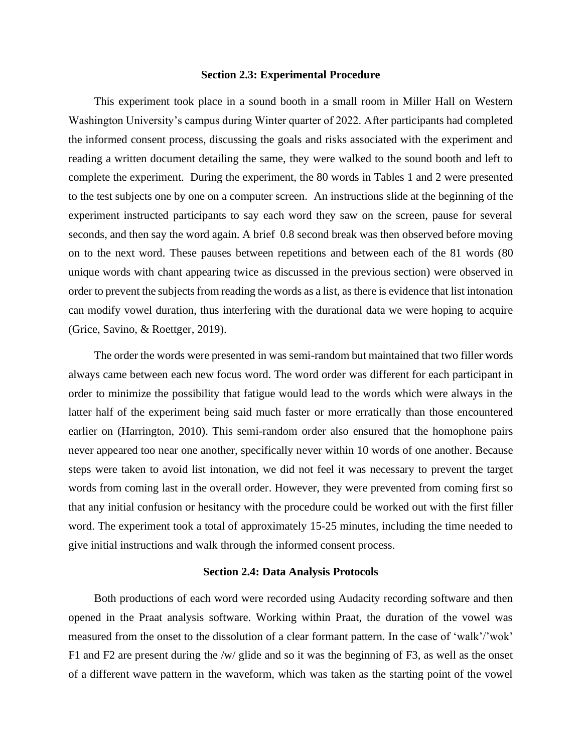### Section 2.3: Experimental Procedure

This experiment took place in a sound booth in a small room in Miller Hall on Western Washington University's campus during Winter quarter of 2022. After participants had completed the informed consent process, discussing the goals and risks associated with the experiment and reading a written document detailing the same, they were walked to the sound booth and left to complete the experiment. During the experiment, the 80 words in Tables 1 and 2 were presented to the test subjects one by one on a computer screen. An instructions slide at the beginning of the experiment instructed participants to say each word they saw on the screen, pause for several seconds, and then say the word again. A brief 0.8 second break was then observed before moving on to the next word. These pauses between repetitions and between each of the 81 words (80 unique words with chant appearing twice as discussed in the previous section) were observed in order to prevent the subjects from reading the words as a list, as there is evidence that list intonation can modify vowel duration, thus interfering with the durational data we were hoping to acquire (Grice, Savino, & Roettger, 2019).

The order the words were presented in was semi-random but maintained that two filler words always came between each new focus word. The word order was different for each participant in order to minimize the possibility that fatigue would lead to the words which were always in the latter half of the experiment being said much faster or more erratically than those encountered earlier on (Harrington, 2010). This semi-random order also ensured that the homophone pairs never appeared too near one another, specifically never within 10 words of one another. Because steps were taken to avoid list intonation, we did not feel it was necessary to prevent the target words from coming last in the overall order. However, they were prevented from coming first so that any initial confusion or hesitancy with the procedure could be worked out with the first filler word. The experiment took a total of approximately 15-25 minutes, including the time needed to give initial instructions and walk through the informed consent process.

### Section 2.4: Data Analysis Protocols

Both productions of each word were recorded using Audacity recording software and then opened in the Praat analysis software. Working within Praat, the duration of the vowel was measured from the onset to the dissolution of a clear formant pattern. In the case of 'walk'/'wok' F1 and F2 are present during the /w/ glide and so it was the beginning of F3, as well as the onset of a different wave pattern in the waveform, which was taken as the starting point of the vowel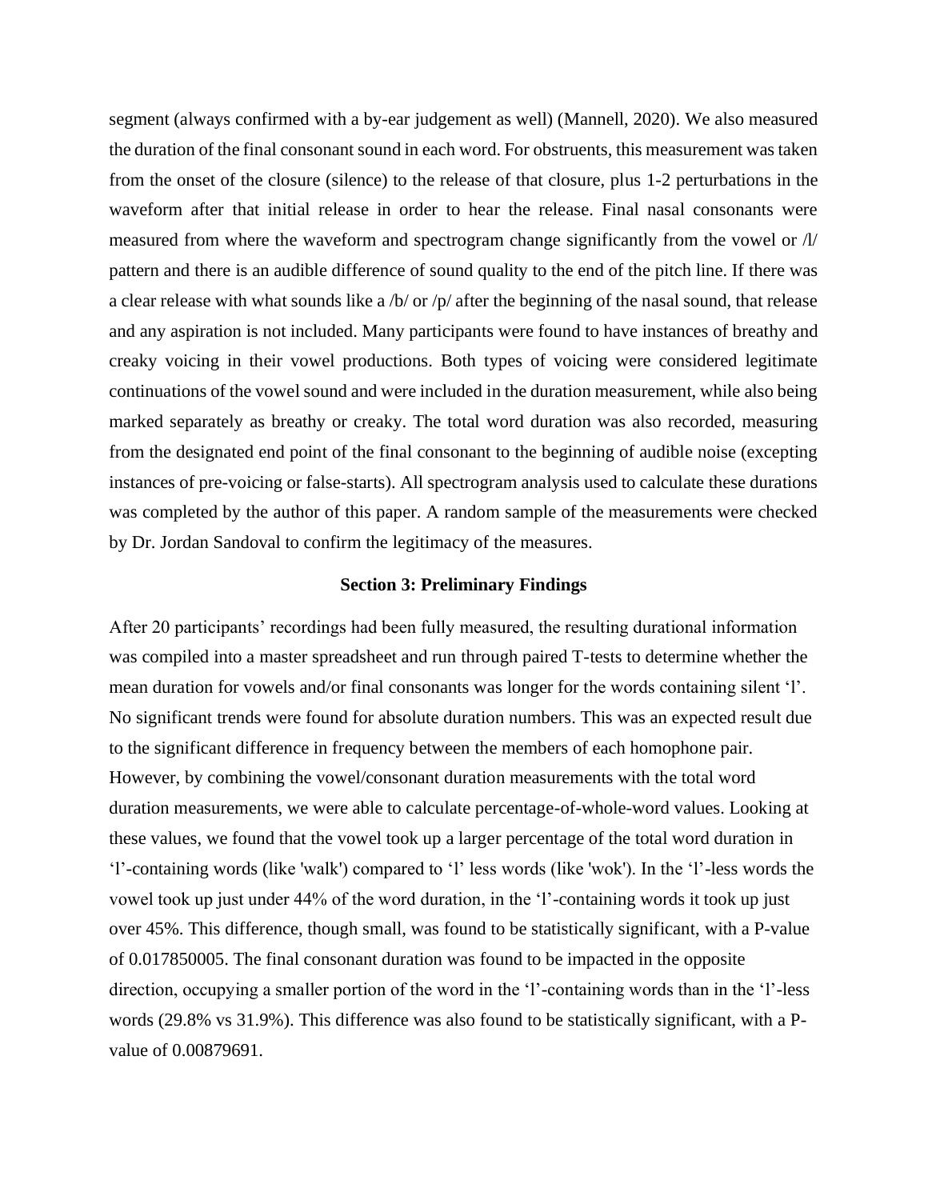segment (always confirmed with a by-ear judgement as well) (Mannell, 2020). We also measured the duration of the final consonant sound in each word. For obstruents, this measurement was taken from the onset of the closure (silence) to the release of that closure, plus 1-2 perturbations in the waveform after that initial release in order to hear the release. Final nasal consonants were measured from where the waveform and spectrogram change significantly from the vowel or /l/ pattern and there is an audible difference of sound quality to the end of the pitch line. If there was a clear release with what sounds like a /b/ or /p/ after the beginning of the nasal sound, that release and any aspiration is not included. Many participants were found to have instances of breathy and creaky voicing in their vowel productions. Both types of voicing were considered legitimate continuations of the vowel sound and were included in the duration measurement, while also being marked separately as breathy or creaky. The total word duration was also recorded, measuring from the designated end point of the final consonant to the beginning of audible noise (excepting instances of pre-voicing or false-starts). All spectrogram analysis used to calculate these durations was completed by the author of this paper. A random sample of the measurements were checked by Dr. Jordan Sandoval to confirm the legitimacy of the measures.

## Section 3: Preliminary Findings

After 20 participants' recordings had been fully measured, the resulting durational information was compiled into a master spreadsheet and run through paired T-tests to determine whether the mean duration for vowels and/or final consonants was longer for the words containing silent 'l'. No significant trends were found for absolute duration numbers. This was an expected result due to the significant difference in frequency between the members of each homophone pair. However, by combining the vowel/consonant duration measurements with the total word duration measurements, we were able to calculate percentage-of-whole-word values. Looking at these values, we found that the vowel took up a larger percentage of the total word duration in 'l'-containing words (like 'walk') compared to 'l' less words (like 'wok'). In the 'l'-less words the vowel took up just under 44% of the word duration, in the 'l'-containing words it took up just over 45%. This difference, though small, was found to be statistically significant, with a P-value of 0.017850005. The final consonant duration was found to be impacted in the opposite direction, occupying a smaller portion of the word in the 'l'-containing words than in the 'l'-less words (29.8% vs 31.9%). This difference was also found to be statistically significant, with a P-value of 0.00879691.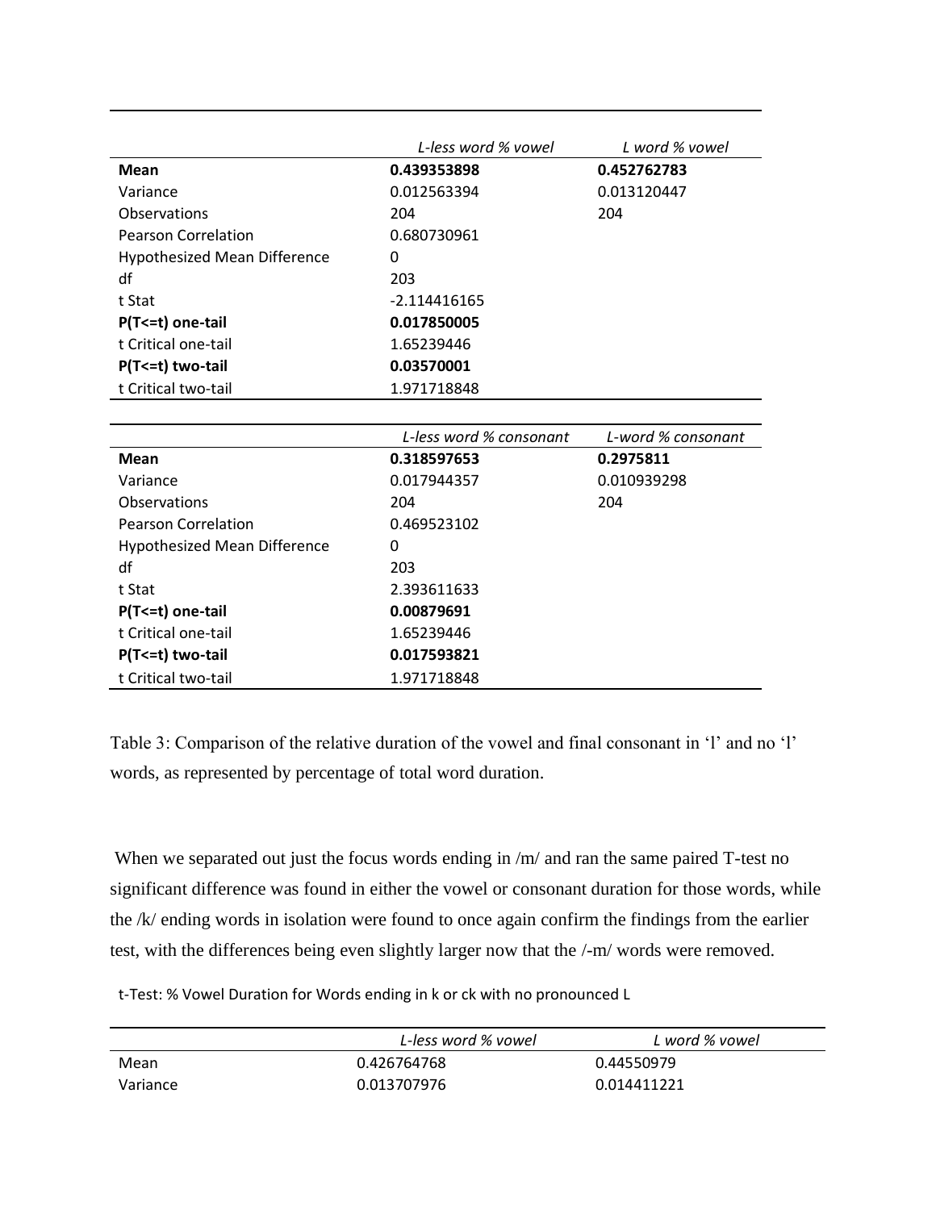| | *L-less word % vowel* | *L word % vowel* |
|---|---|---|
| **Mean** | **0.439353898** | **0.452762783** |
| Variance | 0.012563394 | 0.013120447 |
| Observations | 204 | 204 |
| Pearson Correlation | 0.680730961 | |
| Hypothesized Mean Difference | 0 | |
| df | 203 | |
| t Stat | -2.114416165 | |
| **P(T<=t) one-tail** | **0.017850005** | |
| t Critical one-tail | 1.65239446 | |
| **P(T<=t) two-tail** | **0.03570001** | |
| t Critical two-tail | 1.971718848 | |

| | *L-less word % consonant* | *L-word % consonant* |
|---|---|---|
| **Mean** | **0.318597653** | **0.2975811** |
| Variance | 0.017944357 | 0.010939298 |
| Observations | 204 | 204 |
| Pearson Correlation | 0.469523102 | |
| Hypothesized Mean Difference | 0 | |
| df | 203 | |
| t Stat | 2.393611633 | |
| **P(T<=t) one-tail** | **0.00879691** | |
| t Critical one-tail | 1.65239446 | |
| **P(T<=t) two-tail** | **0.017593821** | |
| t Critical two-tail | 1.971718848 | |

Table 3: Comparison of the relative duration of the vowel and final consonant in 'l' and no 'l' words, as represented by percentage of total word duration.

When we separated out just the focus words ending in /m/ and ran the same paired T-test no significant difference was found in either the vowel or consonant duration for those words, while the /k/ ending words in isolation were found to once again confirm the findings from the earlier test, with the differences being even slightly larger now that the /-m/ words were removed.

t-Test: % Vowel Duration for Words ending in k or ck with no pronounced L

| | *L-less word % vowel* | *L word % vowel* |
|---|---|---|
| Mean | 0.426764768 | 0.44550979 |
| Variance | 0.013707976 | 0.014411221 |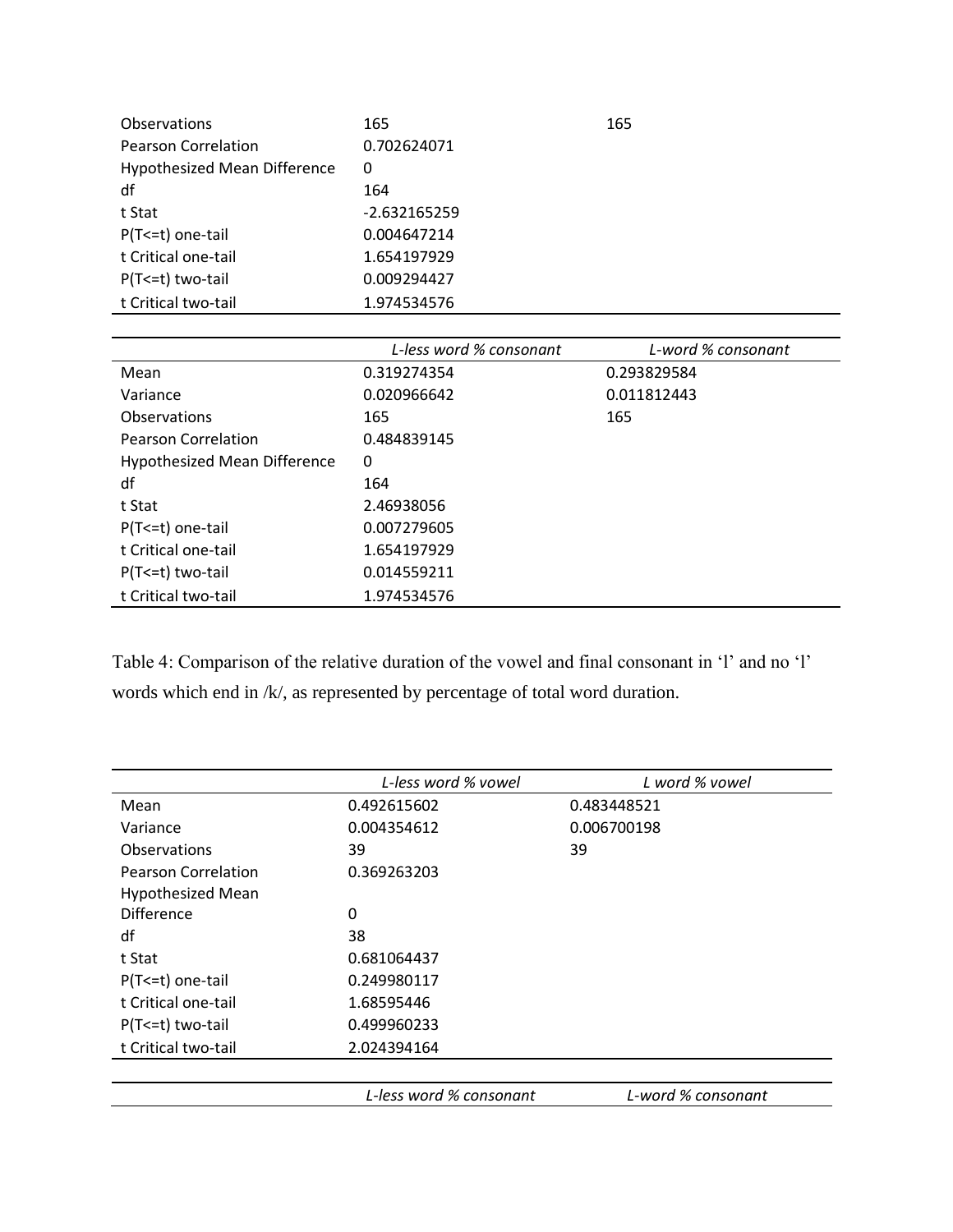| | | |
|---|---|---|
| Observations | 165 | 165 |
| Pearson Correlation | 0.702624071 | |
| Hypothesized Mean Difference | 0 | |
| df | 164 | |
| t Stat | -2.632165259 | |
| P(T<=t) one-tail | 0.004647214 | |
| t Critical one-tail | 1.654197929 | |
| P(T<=t) two-tail | 0.009294427 | |
| t Critical two-tail | 1.974534576 | |

| | *L-less word % consonant* | *L-word % consonant* |
|---|---|---|
| Mean | 0.319274354 | 0.293829584 |
| Variance | 0.020966642 | 0.011812443 |
| Observations | 165 | 165 |
| Pearson Correlation | 0.484839145 | |
| Hypothesized Mean Difference | 0 | |
| df | 164 | |
| t Stat | 2.46938056 | |
| P(T<=t) one-tail | 0.007279605 | |
| t Critical one-tail | 1.654197929 | |
| P(T<=t) two-tail | 0.014559211 | |
| t Critical two-tail | 1.974534576 | |

Table 4: Comparison of the relative duration of the vowel and final consonant in 'l' and no 'l' words which end in /k/, as represented by percentage of total word duration.

| | *L-less word % vowel* | *L word % vowel* |
|---|---|---|
| Mean | 0.492615602 | 0.483448521 |
| Variance | 0.004354612 | 0.006700198 |
| Observations | 39 | 39 |
| Pearson Correlation | 0.369263203 | |
| Hypothesized Mean Difference | 0 | |
| df | 38 | |
| t Stat | 0.681064437 | |
| P(T<=t) one-tail | 0.249980117 | |
| t Critical one-tail | 1.68595446 | |
| P(T<=t) two-tail | 0.499960233 | |
| t Critical two-tail | 2.024394164 | |

| | *L-less word % consonant* | *L-word % consonant* |
|---|---|---|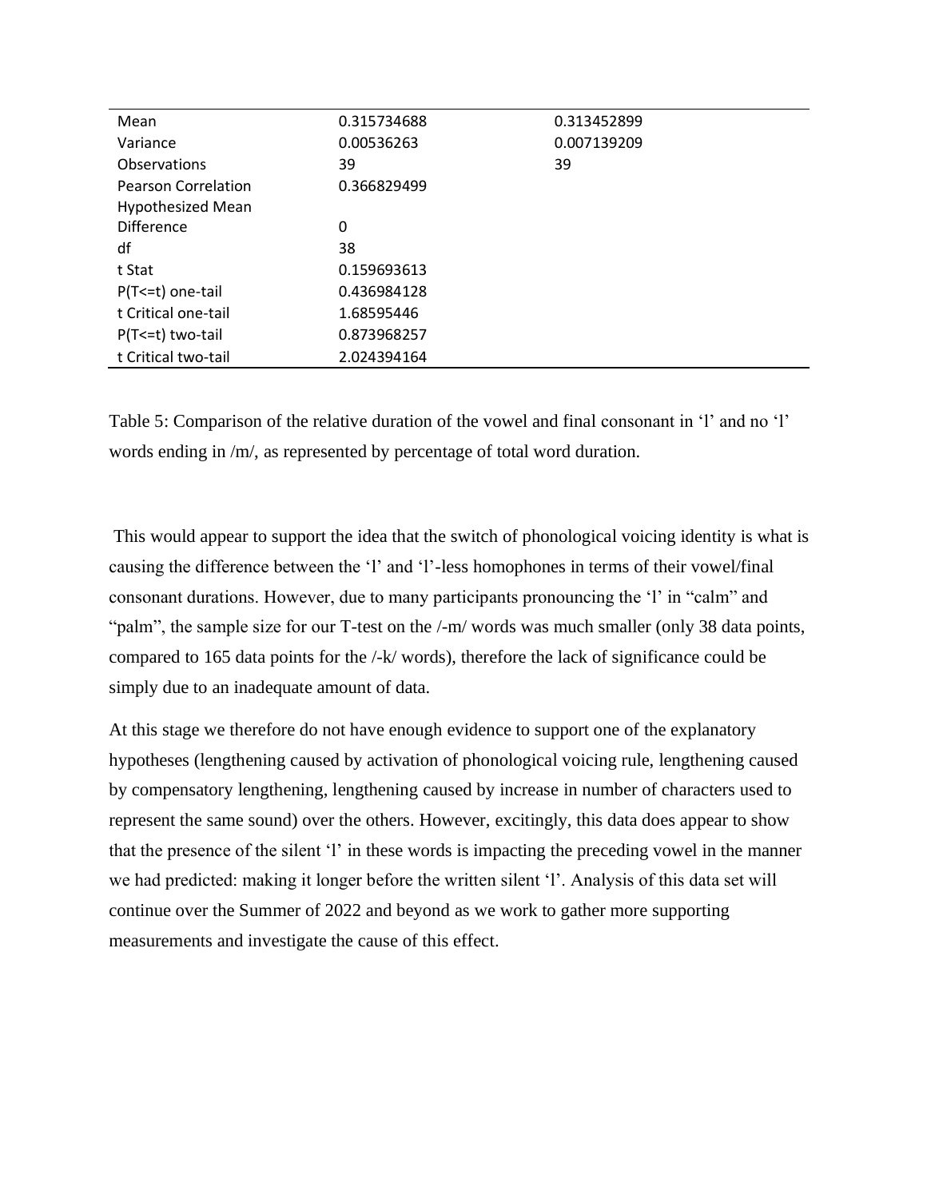| | | |
|---|---|---|
| Mean | 0.315734688 | 0.313452899 |
| Variance | 0.00536263 | 0.007139209 |
| Observations | 39 | 39 |
| Pearson Correlation | 0.366829499 | |
| Hypothesized Mean Difference | 0 | |
| df | 38 | |
| t Stat | 0.159693613 | |
| P(T<=t) one-tail | 0.436984128 | |
| t Critical one-tail | 1.68595446 | |
| P(T<=t) two-tail | 0.873968257 | |
| t Critical two-tail | 2.024394164 | |

Table 5: Comparison of the relative duration of the vowel and final consonant in 'l' and no 'l' words ending in /m/, as represented by percentage of total word duration.

This would appear to support the idea that the switch of phonological voicing identity is what is causing the difference between the 'l' and 'l'-less homophones in terms of their vowel/final consonant durations. However, due to many participants pronouncing the 'l' in "calm" and "palm", the sample size for our T-test on the /-m/ words was much smaller (only 38 data points, compared to 165 data points for the /-k/ words), therefore the lack of significance could be simply due to an inadequate amount of data.

At this stage we therefore do not have enough evidence to support one of the explanatory hypotheses (lengthening caused by activation of phonological voicing rule, lengthening caused by compensatory lengthening, lengthening caused by increase in number of characters used to represent the same sound) over the others. However, excitingly, this data does appear to show that the presence of the silent 'l' in these words is impacting the preceding vowel in the manner we had predicted: making it longer before the written silent 'l'. Analysis of this data set will continue over the Summer of 2022 and beyond as we work to gather more supporting measurements and investigate the cause of this effect.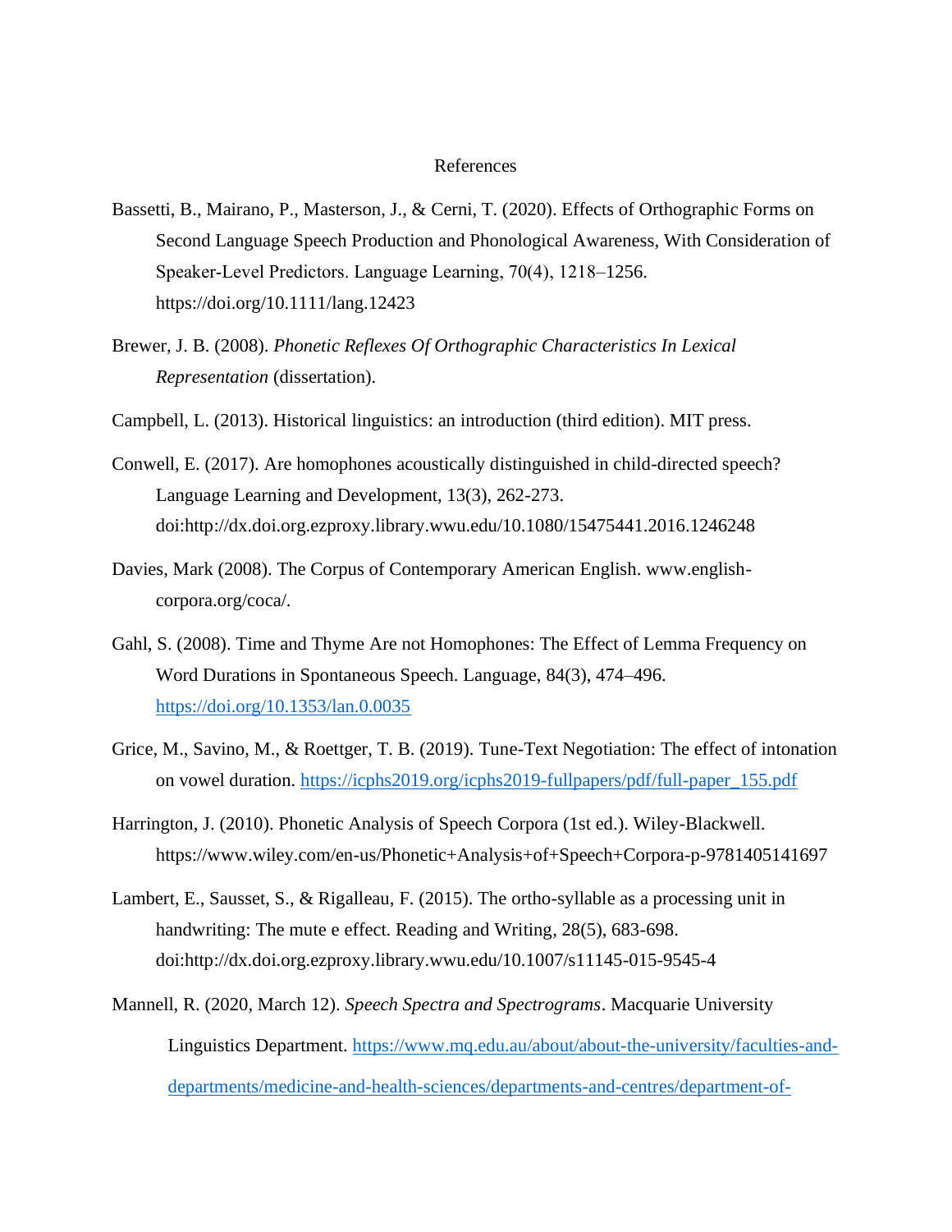# References

Bassetti, B., Mairano, P., Masterson, J., & Cerni, T. (2020). Effects of Orthographic Forms on Second Language Speech Production and Phonological Awareness, With Consideration of Speaker-Level Predictors. Language Learning, 70(4), 1218–1256. https://doi.org/10.1111/lang.12423

Brewer, J. B. (2008). *Phonetic Reflexes Of Orthographic Characteristics In Lexical Representation* (dissertation).

Campbell, L. (2013). Historical linguistics: an introduction (third edition). MIT press.

Conwell, E. (2017). Are homophones acoustically distinguished in child-directed speech? Language Learning and Development, 13(3), 262-273. doi:http://dx.doi.org.ezproxy.library.wwu.edu/10.1080/15475441.2016.1246248

Davies, Mark (2008). The Corpus of Contemporary American English. www.english-corpora.org/coca/.

Gahl, S. (2008). Time and Thyme Are not Homophones: The Effect of Lemma Frequency on Word Durations in Spontaneous Speech. Language, 84(3), 474–496. https://doi.org/10.1353/lan.0.0035

Grice, M., Savino, M., & Roettger, T. B. (2019). Tune-Text Negotiation: The effect of intonation on vowel duration. https://icphs2019.org/icphs2019-fullpapers/pdf/full-paper_155.pdf

Harrington, J. (2010). Phonetic Analysis of Speech Corpora (1st ed.). Wiley-Blackwell. https://www.wiley.com/en-us/Phonetic+Analysis+of+Speech+Corpora-p-9781405141697

Lambert, E., Sausset, S., & Rigalleau, F. (2015). The ortho-syllable as a processing unit in handwriting: The mute e effect. Reading and Writing, 28(5), 683-698. doi:http://dx.doi.org.ezproxy.library.wwu.edu/10.1007/s11145-015-9545-4

Mannell, R. (2020, March 12). *Speech Spectra and Spectrograms*. Macquarie University Linguistics Department. https://www.mq.edu.au/about/about-the-university/faculties-and-departments/medicine-and-health-sciences/departments-and-centres/department-of-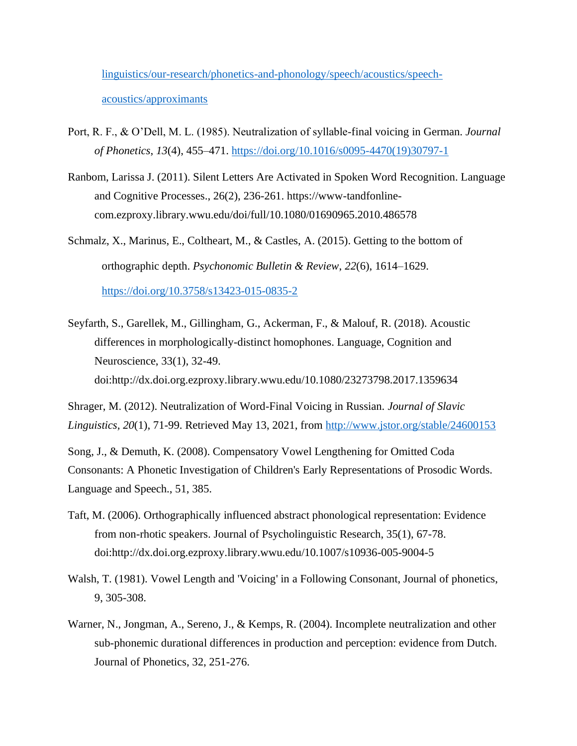linguistics/our-research/phonetics-and-phonology/speech/acoustics/speech-acoustics/approximants

Port, R. F., & O'Dell, M. L. (1985). Neutralization of syllable-final voicing in German. *Journal of Phonetics*, *13*(4), 455–471. https://doi.org/10.1016/s0095-4470(19)30797-1

Ranbom, Larissa J. (2011). Silent Letters Are Activated in Spoken Word Recognition. Language and Cognitive Processes., 26(2), 236-261. https://www-tandfonline-com.ezproxy.library.wwu.edu/doi/full/10.1080/01690965.2010.486578

Schmalz, X., Marinus, E., Coltheart, M., & Castles, A. (2015). Getting to the bottom of orthographic depth. *Psychonomic Bulletin & Review*, *22*(6), 1614–1629. https://doi.org/10.3758/s13423-015-0835-2

Seyfarth, S., Garellek, M., Gillingham, G., Ackerman, F., & Malouf, R. (2018). Acoustic differences in morphologically-distinct homophones. Language, Cognition and Neuroscience, 33(1), 32-49. doi:http://dx.doi.org.ezproxy.library.wwu.edu/10.1080/23273798.2017.1359634

Shrager, M. (2012). Neutralization of Word-Final Voicing in Russian. *Journal of Slavic Linguistics*, *20*(1), 71-99. Retrieved May 13, 2021, from http://www.jstor.org/stable/24600153

Song, J., & Demuth, K. (2008). Compensatory Vowel Lengthening for Omitted Coda Consonants: A Phonetic Investigation of Children's Early Representations of Prosodic Words. Language and Speech., 51, 385.

Taft, M. (2006). Orthographically influenced abstract phonological representation: Evidence from non-rhotic speakers. Journal of Psycholinguistic Research, 35(1), 67-78. doi:http://dx.doi.org.ezproxy.library.wwu.edu/10.1007/s10936-005-9004-5

Walsh, T. (1981). Vowel Length and 'Voicing' in a Following Consonant, Journal of phonetics, 9, 305-308.

Warner, N., Jongman, A., Sereno, J., & Kemps, R. (2004). Incomplete neutralization and other sub-phonemic durational differences in production and perception: evidence from Dutch. Journal of Phonetics, 32, 251-276.